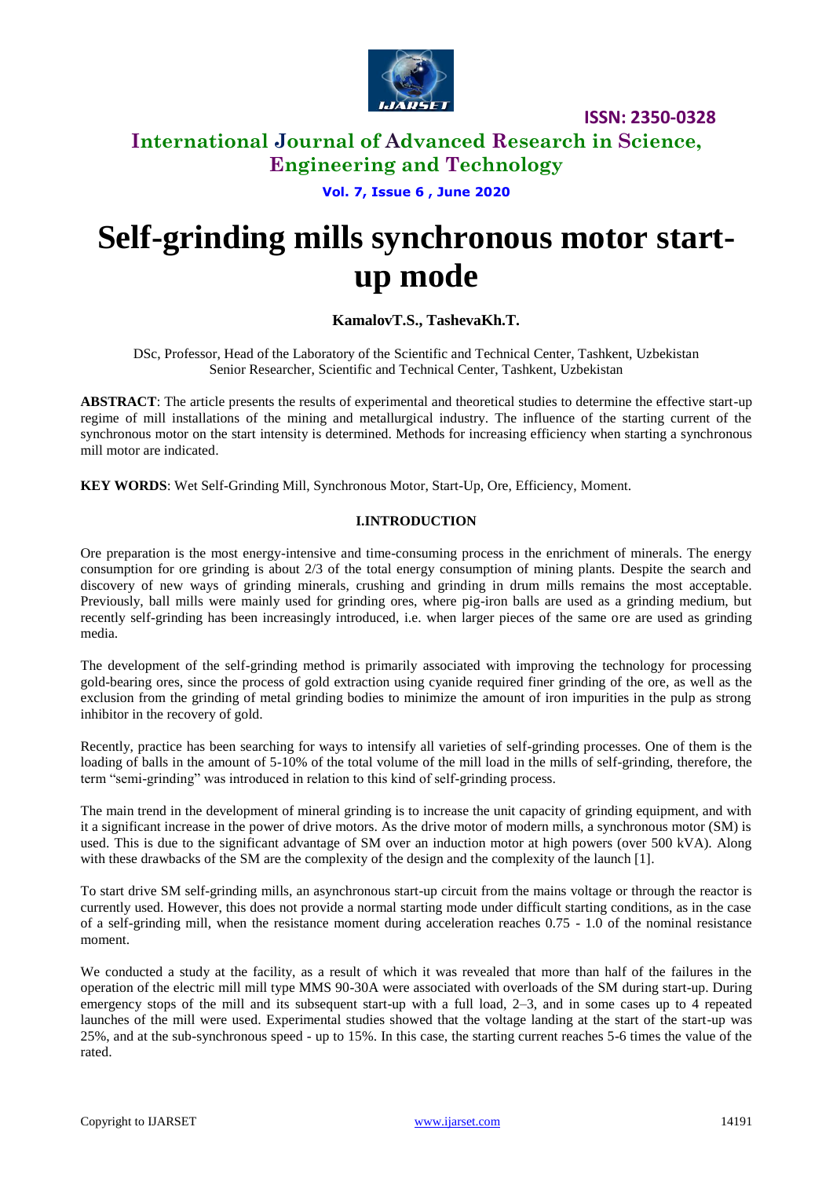# Self-grinding mills synchronous motor start-up mode

**KamalovT.S., TashevaKh.T.**

DSc, Professor, Head of the Laboratory of the Scientific and Technical Center, Tashkent, Uzbekistan
Senior Researcher, Scientific and Technical Center, Tashkent, Uzbekistan

**ABSTRACT**: The article presents the results of experimental and theoretical studies to determine the effective start-up regime of mill installations of the mining and metallurgical industry. The influence of the starting current of the synchronous motor on the start intensity is determined. Methods for increasing efficiency when starting a synchronous mill motor are indicated.

**KEY WORDS**: Wet Self-Grinding Mill, Synchronous Motor, Start-Up, Ore, Efficiency, Moment.

## I.INTRODUCTION

Ore preparation is the most energy-intensive and time-consuming process in the enrichment of minerals. The energy consumption for ore grinding is about 2/3 of the total energy consumption of mining plants. Despite the search and discovery of new ways of grinding minerals, crushing and grinding in drum mills remains the most acceptable. Previously, ball mills were mainly used for grinding ores, where pig-iron balls are used as a grinding medium, but recently self-grinding has been increasingly introduced, i.e. when larger pieces of the same ore are used as grinding media.

The development of the self-grinding method is primarily associated with improving the technology for processing gold-bearing ores, since the process of gold extraction using cyanide required finer grinding of the ore, as well as the exclusion from the grinding of metal grinding bodies to minimize the amount of iron impurities in the pulp as strong inhibitor in the recovery of gold.

Recently, practice has been searching for ways to intensify all varieties of self-grinding processes. One of them is the loading of balls in the amount of 5-10% of the total volume of the mill load in the mills of self-grinding, therefore, the term "semi-grinding" was introduced in relation to this kind of self-grinding process.

The main trend in the development of mineral grinding is to increase the unit capacity of grinding equipment, and with it a significant increase in the power of drive motors. As the drive motor of modern mills, a synchronous motor (SM) is used. This is due to the significant advantage of SM over an induction motor at high powers (over 500 kVA). Along with these drawbacks of the SM are the complexity of the design and the complexity of the launch [1].

To start drive SM self-grinding mills, an asynchronous start-up circuit from the mains voltage or through the reactor is currently used. However, this does not provide a normal starting mode under difficult starting conditions, as in the case of a self-grinding mill, when the resistance moment during acceleration reaches 0.75 - 1.0 of the nominal resistance moment.

We conducted a study at the facility, as a result of which it was revealed that more than half of the failures in the operation of the electric mill mill type MMS 90-30A were associated with overloads of the SM during start-up. During emergency stops of the mill and its subsequent start-up with a full load, 2–3, and in some cases up to 4 repeated launches of the mill were used. Experimental studies showed that the voltage landing at the start of the start-up was 25%, and at the sub-synchronous speed - up to 15%. In this case, the starting current reaches 5-6 times the value of the rated.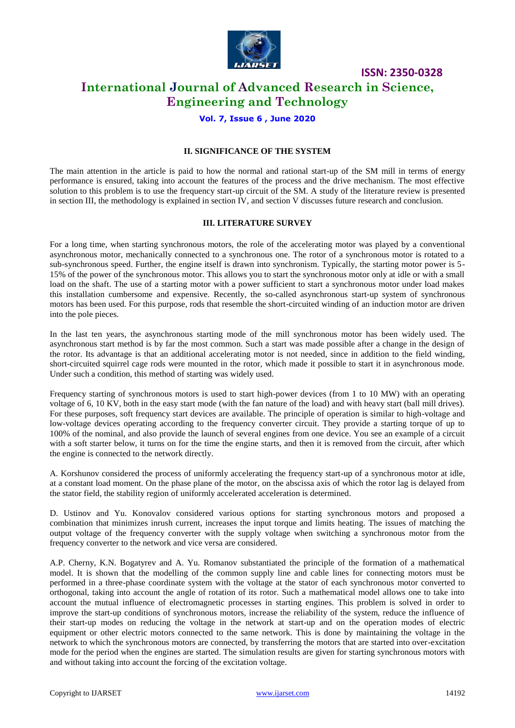## II. SIGNIFICANCE OF THE SYSTEM

The main attention in the article is paid to how the normal and rational start-up of the SM mill in terms of energy performance is ensured, taking into account the features of the process and the drive mechanism. The most effective solution to this problem is to use the frequency start-up circuit of the SM. A study of the literature review is presented in section III, the methodology is explained in section IV, and section V discusses future research and conclusion.

## III. LITERATURE SURVEY

For a long time, when starting synchronous motors, the role of the accelerating motor was played by a conventional asynchronous motor, mechanically connected to a synchronous one. The rotor of a synchronous motor is rotated to a sub-synchronous speed. Further, the engine itself is drawn into synchronism. Typically, the starting motor power is 5-15% of the power of the synchronous motor. This allows you to start the synchronous motor only at idle or with a small load on the shaft. The use of a starting motor with a power sufficient to start a synchronous motor under load makes this installation cumbersome and expensive. Recently, the so-called asynchronous start-up system of synchronous motors has been used. For this purpose, rods that resemble the short-circuited winding of an induction motor are driven into the pole pieces.

In the last ten years, the asynchronous starting mode of the mill synchronous motor has been widely used. The asynchronous start method is by far the most common. Such a start was made possible after a change in the design of the rotor. Its advantage is that an additional accelerating motor is not needed, since in addition to the field winding, short-circuited squirrel cage rods were mounted in the rotor, which made it possible to start it in asynchronous mode. Under such a condition, this method of starting was widely used.

Frequency starting of synchronous motors is used to start high-power devices (from 1 to 10 MW) with an operating voltage of 6, 10 KV, both in the easy start mode (with the fan nature of the load) and with heavy start (ball mill drives). For these purposes, soft frequency start devices are available. The principle of operation is similar to high-voltage and low-voltage devices operating according to the frequency converter circuit. They provide a starting torque of up to 100% of the nominal, and also provide the launch of several engines from one device. You see an example of a circuit with a soft starter below, it turns on for the time the engine starts, and then it is removed from the circuit, after which the engine is connected to the network directly.

A. Korshunov considered the process of uniformly accelerating the frequency start-up of a synchronous motor at idle, at a constant load moment. On the phase plane of the motor, on the abscissa axis of which the rotor lag is delayed from the stator field, the stability region of uniformly accelerated acceleration is determined.

D. Ustinov and Yu. Konovalov considered various options for starting synchronous motors and proposed a combination that minimizes inrush current, increases the input torque and limits heating. The issues of matching the output voltage of the frequency converter with the supply voltage when switching a synchronous motor from the frequency converter to the network and vice versa are considered.

A.P. Cherny, K.N. Bogatyrev and A. Yu. Romanov substantiated the principle of the formation of a mathematical model. It is shown that the modelling of the common supply line and cable lines for connecting motors must be performed in a three-phase coordinate system with the voltage at the stator of each synchronous motor converted to orthogonal, taking into account the angle of rotation of its rotor. Such a mathematical model allows one to take into account the mutual influence of electromagnetic processes in starting engines. This problem is solved in order to improve the start-up conditions of synchronous motors, increase the reliability of the system, reduce the influence of their start-up modes on reducing the voltage in the network at start-up and on the operation modes of electric equipment or other electric motors connected to the same network. This is done by maintaining the voltage in the network to which the synchronous motors are connected, by transferring the motors that are started into over-excitation mode for the period when the engines are started. The simulation results are given for starting synchronous motors with and without taking into account the forcing of the excitation voltage.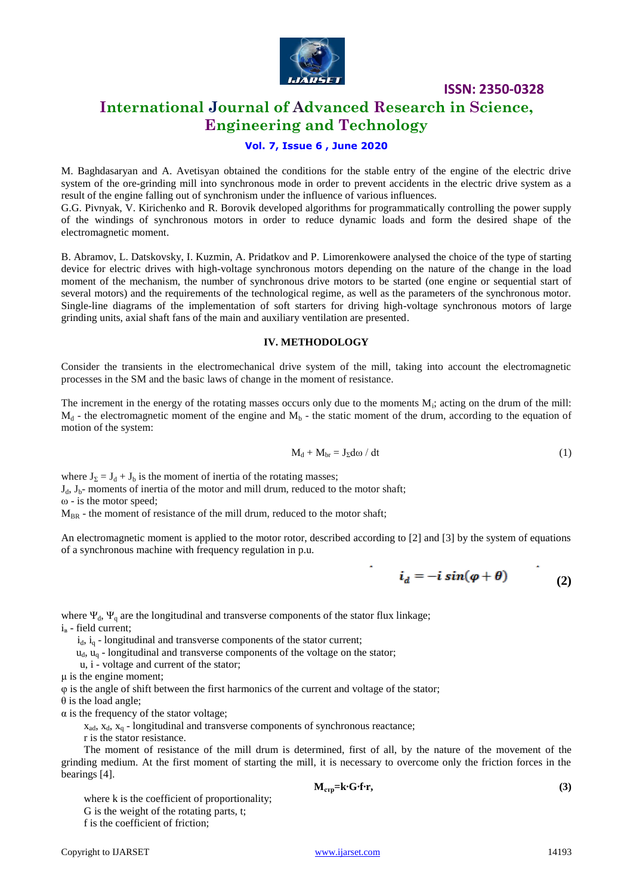M. Baghdasaryan and A. Avetisyan obtained the conditions for the stable entry of the engine of the electric drive system of the ore-grinding mill into synchronous mode in order to prevent accidents in the electric drive system as a result of the engine falling out of synchronism under the influence of various influences.

G.G. Pivnyak, V. Kirichenko and R. Borovik developed algorithms for programmatically controlling the power supply of the windings of synchronous motors in order to reduce dynamic loads and form the desired shape of the electromagnetic moment.

B. Abramov, L. Datskovsky, I. Kuzmin, A. Pridatkov and P. Limorenkowere analysed the choice of the type of starting device for electric drives with high-voltage synchronous motors depending on the nature of the change in the load moment of the mechanism, the number of synchronous drive motors to be started (one engine or sequential start of several motors) and the requirements of the technological regime, as well as the parameters of the synchronous motor. Single-line diagrams of the implementation of soft starters for driving high-voltage synchronous motors of large grinding units, axial shaft fans of the main and auxiliary ventilation are presented.

## IV. METHODOLOGY

Consider the transients in the electromechanical drive system of the mill, taking into account the electromagnetic processes in the SM and the basic laws of change in the moment of resistance.

The increment in the energy of the rotating masses occurs only due to the moments $M_i$; acting on the drum of the mill: $M_d$ - the electromagnetic moment of the engine and $M_b$ - the static moment of the drum, according to the equation of motion of the system:

$$M_d + M_{br} = J_\Sigma d\omega / dt \tag{1}$$

where $J_\Sigma = J_d + J_b$ is the moment of inertia of the rotating masses;

$J_d$, $J_b$- moments of inertia of the motor and mill drum, reduced to the motor shaft;

ω - is the motor speed;

$M_{BR}$ - the moment of resistance of the mill drum, reduced to the motor shaft;

An electromagnetic moment is applied to the motor rotor, described according to [2] and [3] by the system of equations of a synchronous machine with frequency regulation in p.u.

$$i_d = -i\, sin(\varphi + \theta) \tag{2}$$

where $\Psi_d$, $\Psi_q$ are the longitudinal and transverse components of the stator flux linkage;

$i_в$ - field current;

$i_d$, $i_q$ - longitudinal and transverse components of the stator current;

$u_d$, $u_q$ - longitudinal and transverse components of the voltage on the stator;

u, i - voltage and current of the stator;

μ is the engine moment;

φ is the angle of shift between the first harmonics of the current and voltage of the stator;

θ is the load angle;

α is the frequency of the stator voltage;

$x_{ad}$, $x_d$, $x_q$ - longitudinal and transverse components of synchronous reactance;

r is the stator resistance.

The moment of resistance of the mill drum is determined, first of all, by the nature of the movement of the grinding medium. At the first moment of starting the mill, it is necessary to overcome only the friction forces in the bearings [4].

$$M_{стр} = k \cdot G \cdot f \cdot r, \tag{3}$$

where k is the coefficient of proportionality;

G is the weight of the rotating parts, t;

f is the coefficient of friction;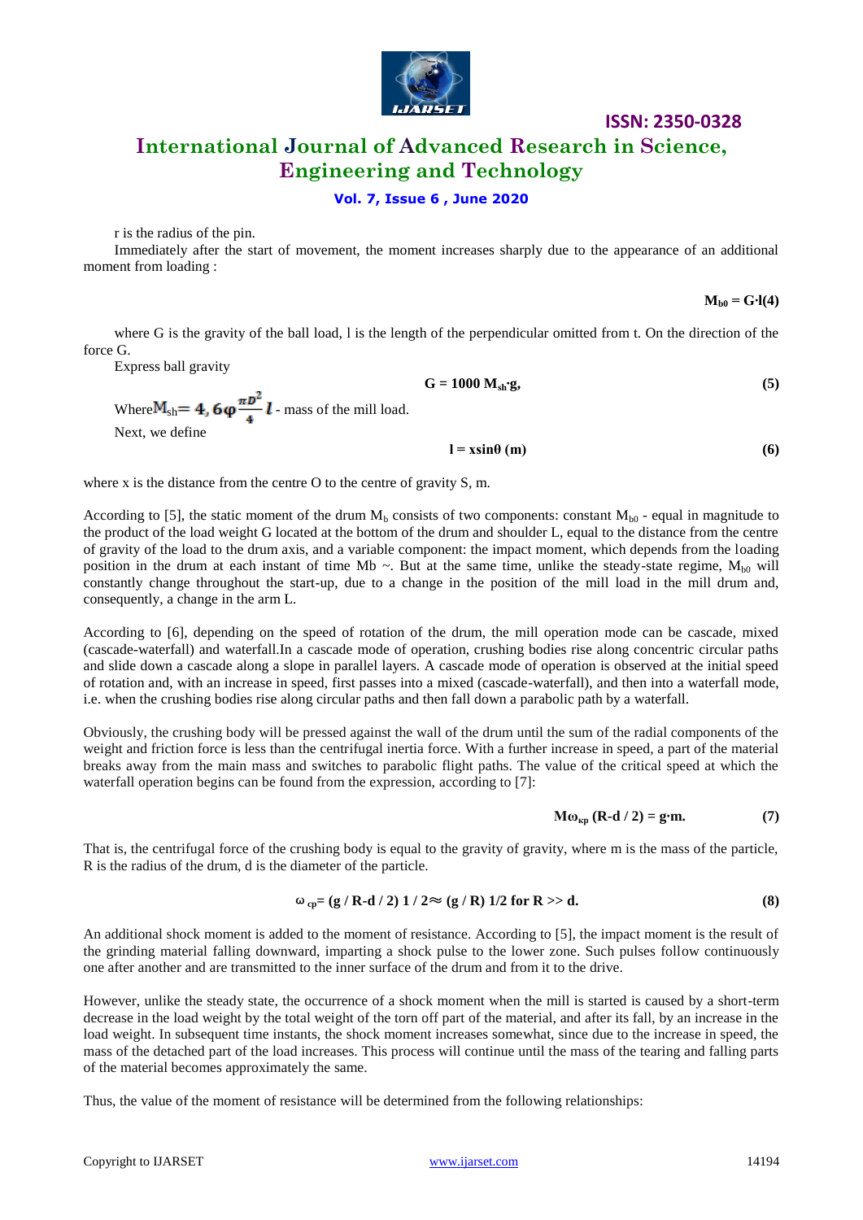r is the radius of the pin.

Immediately after the start of movement, the moment increases sharply due to the appearance of an additional moment from loading :

$$M_{b0} = G \cdot l \quad (4)$$

where G is the gravity of the ball load, l is the length of the perpendicular omitted from t. On the direction of the force G.

Express ball gravity

$$G = 1000\ M_{sh} \cdot g, \quad (5)$$

Where $M_{sh} = 4,6\varphi \frac{\pi D^2}{4} l$ - mass of the mill load.

Next, we define

$$l = x \sin\theta \ (m) \quad (6)$$

where x is the distance from the centre O to the centre of gravity S, m.

According to [5], the static moment of the drum $M_b$ consists of two components: constant $M_{b0}$ - equal in magnitude to the product of the load weight G located at the bottom of the drum and shoulder L, equal to the distance from the centre of gravity of the load to the drum axis, and a variable component: the impact moment, which depends from the loading position in the drum at each instant of time Mb ~. But at the same time, unlike the steady-state regime, $M_{b0}$ will constantly change throughout the start-up, due to a change in the position of the mill load in the mill drum and, consequently, a change in the arm L.

According to [6], depending on the speed of rotation of the drum, the mill operation mode can be cascade, mixed (cascade-waterfall) and waterfall.In a cascade mode of operation, crushing bodies rise along concentric circular paths and slide down a cascade along a slope in parallel layers. A cascade mode of operation is observed at the initial speed of rotation and, with an increase in speed, first passes into a mixed (cascade-waterfall), and then into a waterfall mode, i.e. when the crushing bodies rise along circular paths and then fall down a parabolic path by a waterfall.

Obviously, the crushing body will be pressed against the wall of the drum until the sum of the radial components of the weight and friction force is less than the centrifugal inertia force. With a further increase in speed, a part of the material breaks away from the main mass and switches to parabolic flight paths. The value of the critical speed at which the waterfall operation begins can be found from the expression, according to [7]:

$$M\omega_{кр} (R - d/2) = g \cdot m. \quad (7)$$

That is, the centrifugal force of the crushing body is equal to the gravity of gravity, where m is the mass of the particle, R is the radius of the drum, d is the diameter of the particle.

$$\omega_{cp} = (g / R - d/2)\ 1/2 \approx (g / R)\ 1/2 \text{ for } R >> d. \quad (8)$$

An additional shock moment is added to the moment of resistance. According to [5], the impact moment is the result of the grinding material falling downward, imparting a shock pulse to the lower zone. Such pulses follow continuously one after another and are transmitted to the inner surface of the drum and from it to the drive.

However, unlike the steady state, the occurrence of a shock moment when the mill is started is caused by a short-term decrease in the load weight by the total weight of the torn off part of the material, and after its fall, by an increase in the load weight. In subsequent time instants, the shock moment increases somewhat, since due to the increase in speed, the mass of the detached part of the load increases. This process will continue until the mass of the tearing and falling parts of the material becomes approximately the same.

Thus, the value of the moment of resistance will be determined from the following relationships: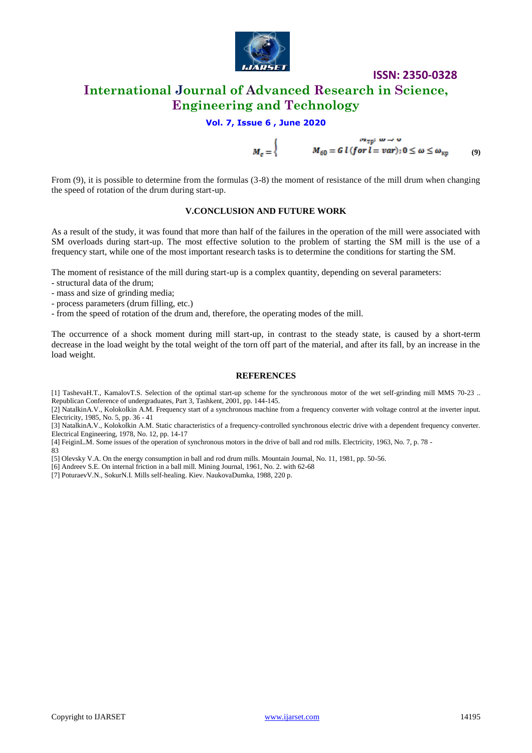$$M_c = \begin{cases} M_{\text{тр}};\ \omega \to 0 \\ M_{60} = G\, l\, (for\ l = var);\ 0 \le \omega \le \omega_{\text{кр}} \end{cases} \quad \textbf{(9)}$$

From (9), it is possible to determine from the formulas (3-8) the moment of resistance of the mill drum when changing the speed of rotation of the drum during start-up.

## V.CONCLUSION AND FUTURE WORK

As a result of the study, it was found that more than half of the failures in the operation of the mill were associated with SM overloads during start-up. The most effective solution to the problem of starting the SM mill is the use of a frequency start, while one of the most important research tasks is to determine the conditions for starting the SM.

The moment of resistance of the mill during start-up is a complex quantity, depending on several parameters:

- structural data of the drum;
- mass and size of grinding media;
- process parameters (drum filling, etc.)
- from the speed of rotation of the drum and, therefore, the operating modes of the mill.

The occurrence of a shock moment during mill start-up, in contrast to the steady state, is caused by a short-term decrease in the load weight by the total weight of the torn off part of the material, and after its fall, by an increase in the load weight.

## REFERENCES

[1] TashevaH.T., KamalovT.S. Selection of the optimal start-up scheme for the synchronous motor of the wet self-grinding mill MMS 70-23 .. Republican Conference of undergraduates, Part 3, Tashkent, 2001, pp. 144-145.

[2] NatalkinA.V., Kolokolkin A.M. Frequency start of a synchronous machine from a frequency converter with voltage control at the inverter input. Electricity, 1985, No. 5, pp. 36 - 41

[3] NatalkinA.V., Kolokolkin A.M. Static characteristics of a frequency-controlled synchronous electric drive with a dependent frequency converter. Electrical Engineering, 1978, No. 12, pp. 14-17

[4] FeiginL.M. Some issues of the operation of synchronous motors in the drive of ball and rod mills. Electricity, 1963, No. 7, p. 78 - 83

[5] Olevsky V.A. On the energy consumption in ball and rod drum mills. Mountain Journal, No. 11, 1981, pp. 50-56.

[6] Andreev S.E. On internal friction in a ball mill. Mining Journal, 1961, No. 2. with 62-68

[7] PoturaevV.N., SokurN.I. Mills self-healing. Kiev. NaukovaDumka, 1988, 220 p.